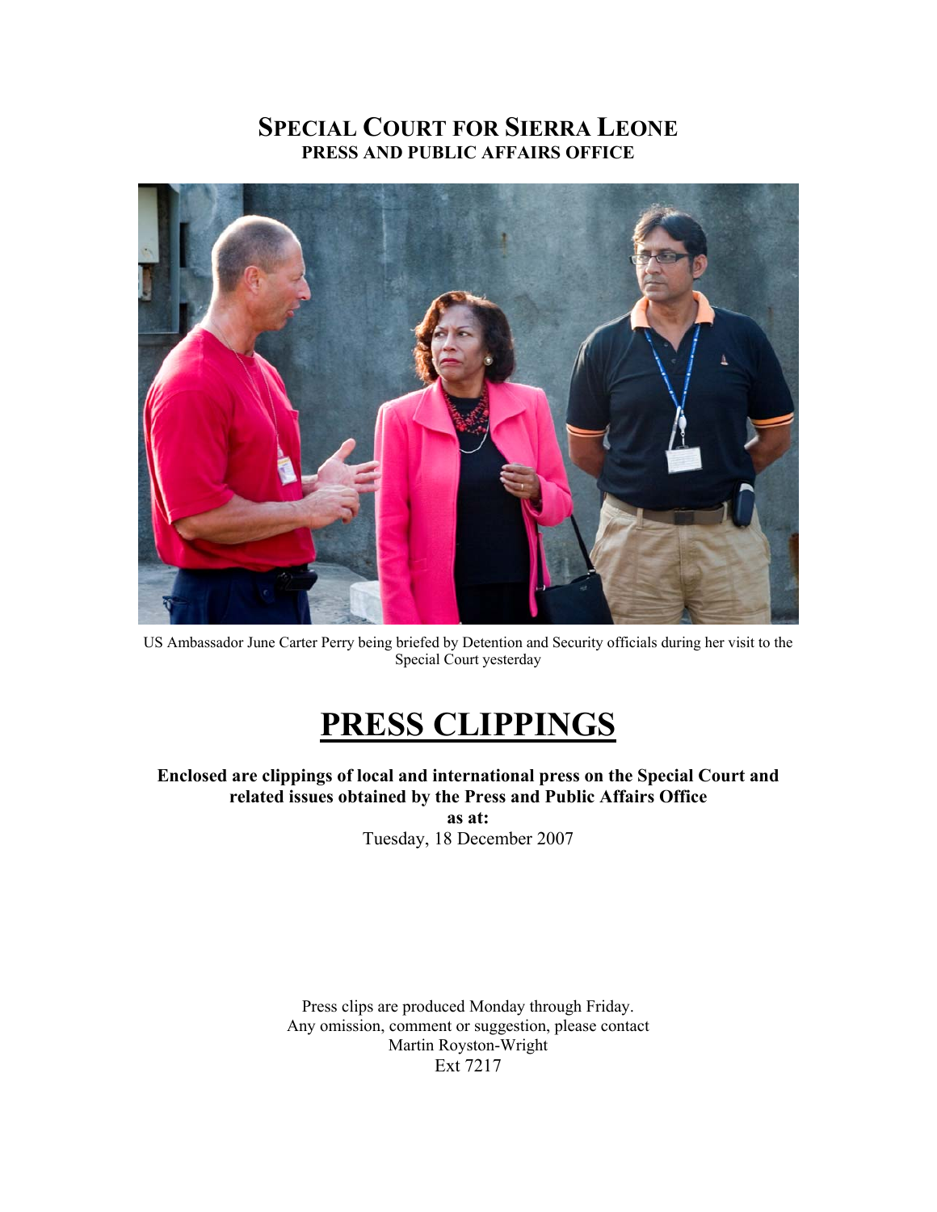# SPECIAL COURT FOR SIERRA LEONE
## PRESS AND PUBLIC AFFAIRS OFFICE

US Ambassador June Carter Perry being briefed by Detention and Security officials during her visit to the Special Court yesterday

# PRESS CLIPPINGS

**Enclosed are clippings of local and international press on the Special Court and related issues obtained by the Press and Public Affairs Office**

**as at:**

Tuesday, 18 December 2007

Press clips are produced Monday through Friday.
Any omission, comment or suggestion, please contact
Martin Royston-Wright
Ext 7217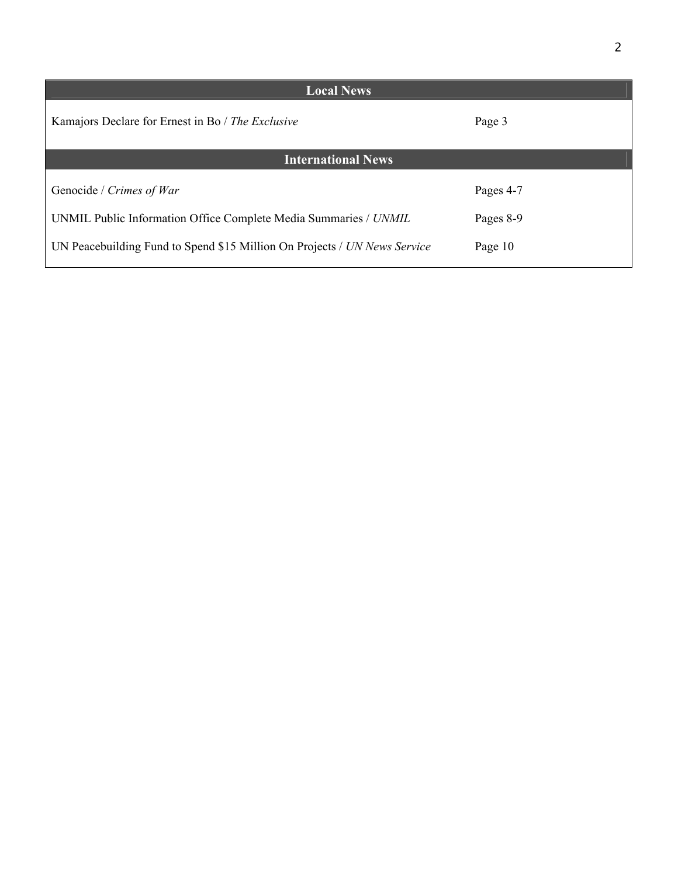## Local News

| | |
|---|---|
| Kamajors Declare for Ernest in Bo / *The Exclusive* | Page 3 |

## International News

| | |
|---|---|
| Genocide / *Crimes of War* | Pages 4-7 |
| UNMIL Public Information Office Complete Media Summaries / *UNMIL* | Pages 8-9 |
| UN Peacebuilding Fund to Spend $15 Million On Projects / *UN News Service* | Page 10 |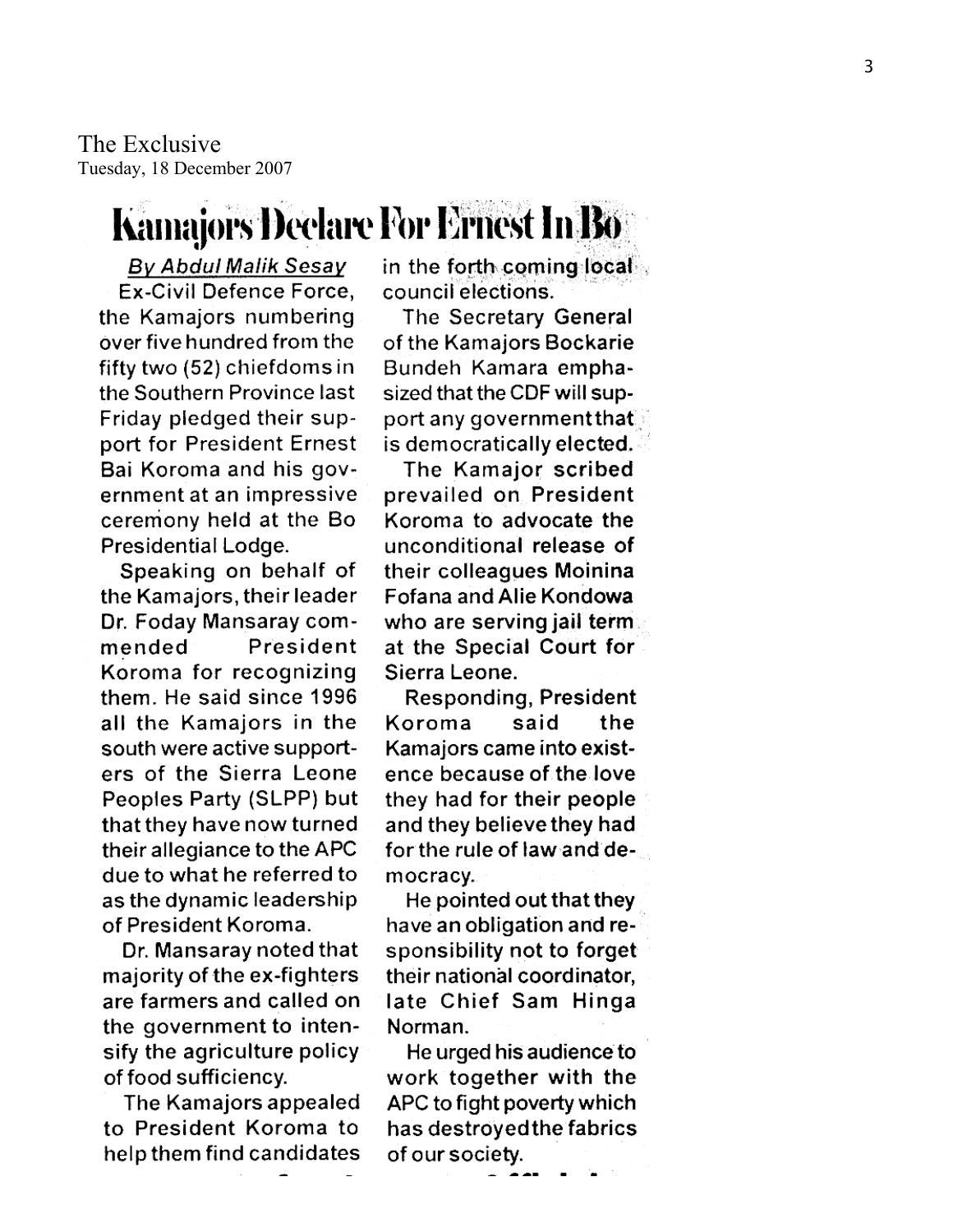The Exclusive
Tuesday, 18 December 2007

# Kamajors Declare For Ernest In Bo

By Abdul Malik Sesay

Ex-Civil Defence Force, the Kamajors numbering over five hundred from the fifty two (52) chiefdoms in the Southern Province last Friday pledged their support for President Ernest Bai Koroma and his government at an impressive ceremony held at the Bo Presidential Lodge.

Speaking on behalf of the Kamajors, their leader Dr. Foday Mansaray commended President Koroma for recognizing them. He said since 1996 all the Kamajors in the south were active supporters of the Sierra Leone Peoples Party (SLPP) but that they have now turned their allegiance to the APC due to what he referred to as the dynamic leadership of President Koroma.

Dr. Mansaray noted that majority of the ex-fighters are farmers and called on the government to intensify the agriculture policy of food sufficiency.

The Kamajors appealed to President Koroma to help them find candidates in the forth coming local council elections.

The Secretary General of the Kamajors Bockarie Bundeh Kamara emphasized that the CDF will support any government that is democratically elected.

The Kamajor scribed prevailed on President Koroma to advocate the unconditional release of their colleagues Moinina Fofana and Alie Kondowa who are serving jail term at the Special Court for Sierra Leone.

Responding, President Koroma said the Kamajors came into existence because of the love they had for their people and they believe they had for the rule of law and democracy.

He pointed out that they have an obligation and responsibility not to forget their national coordinator, late Chief Sam Hinga Norman.

He urged his audience to work together with the APC to fight poverty which has destroyed the fabrics of our society.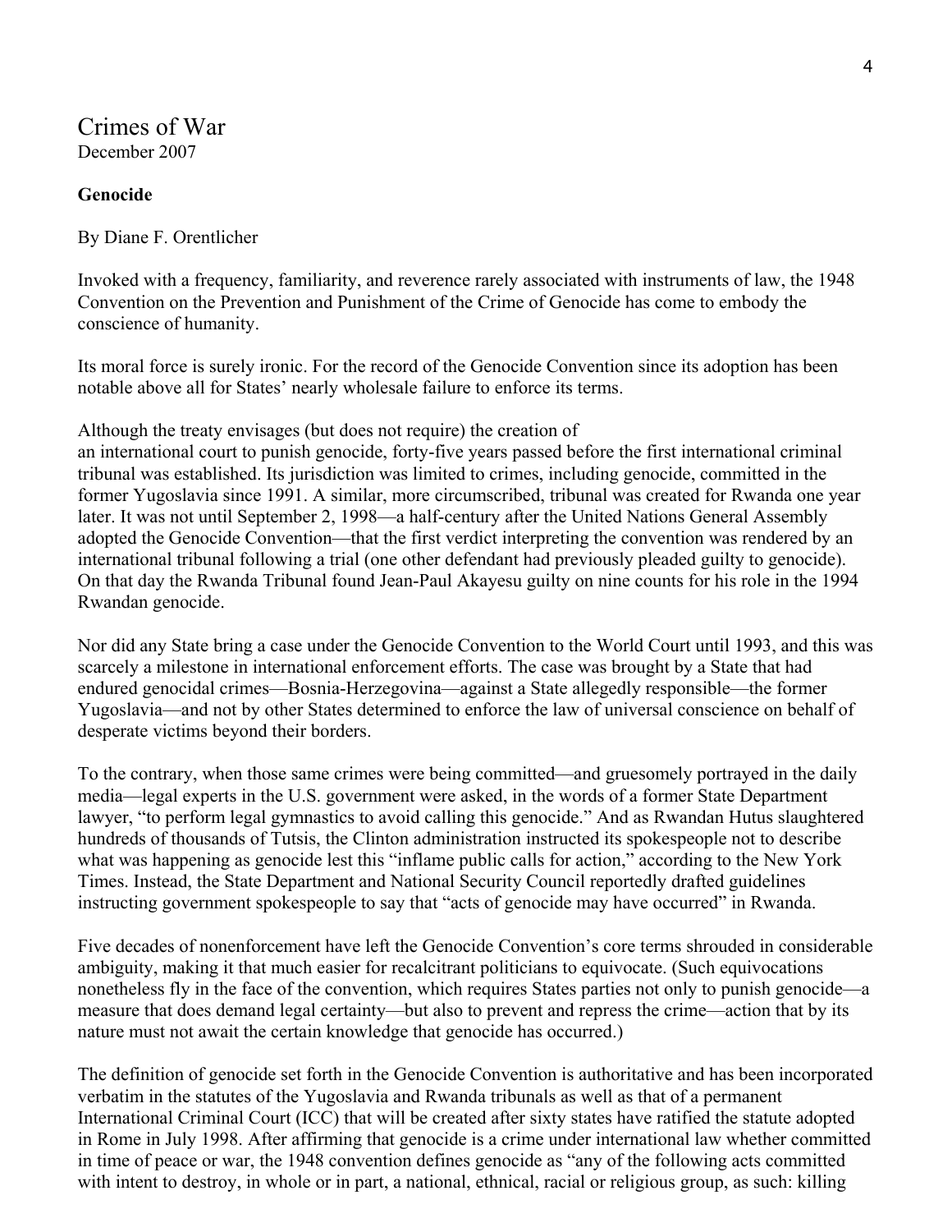# Crimes of War

December 2007

**Genocide**

By Diane F. Orentlicher

Invoked with a frequency, familiarity, and reverence rarely associated with instruments of law, the 1948 Convention on the Prevention and Punishment of the Crime of Genocide has come to embody the conscience of humanity.

Its moral force is surely ironic. For the record of the Genocide Convention since its adoption has been notable above all for States' nearly wholesale failure to enforce its terms.

Although the treaty envisages (but does not require) the creation of an international court to punish genocide, forty-five years passed before the first international criminal tribunal was established. Its jurisdiction was limited to crimes, including genocide, committed in the former Yugoslavia since 1991. A similar, more circumscribed, tribunal was created for Rwanda one year later. It was not until September 2, 1998—a half-century after the United Nations General Assembly adopted the Genocide Convention—that the first verdict interpreting the convention was rendered by an international tribunal following a trial (one other defendant had previously pleaded guilty to genocide). On that day the Rwanda Tribunal found Jean-Paul Akayesu guilty on nine counts for his role in the 1994 Rwandan genocide.

Nor did any State bring a case under the Genocide Convention to the World Court until 1993, and this was scarcely a milestone in international enforcement efforts. The case was brought by a State that had endured genocidal crimes—Bosnia-Herzegovina—against a State allegedly responsible—the former Yugoslavia—and not by other States determined to enforce the law of universal conscience on behalf of desperate victims beyond their borders.

To the contrary, when those same crimes were being committed—and gruesomely portrayed in the daily media—legal experts in the U.S. government were asked, in the words of a former State Department lawyer, "to perform legal gymnastics to avoid calling this genocide." And as Rwandan Hutus slaughtered hundreds of thousands of Tutsis, the Clinton administration instructed its spokespeople not to describe what was happening as genocide lest this "inflame public calls for action," according to the New York Times. Instead, the State Department and National Security Council reportedly drafted guidelines instructing government spokespeople to say that "acts of genocide may have occurred" in Rwanda.

Five decades of nonenforcement have left the Genocide Convention's core terms shrouded in considerable ambiguity, making it that much easier for recalcitrant politicians to equivocate. (Such equivocations nonetheless fly in the face of the convention, which requires States parties not only to punish genocide—a measure that does demand legal certainty—but also to prevent and repress the crime—action that by its nature must not await the certain knowledge that genocide has occurred.)

The definition of genocide set forth in the Genocide Convention is authoritative and has been incorporated verbatim in the statutes of the Yugoslavia and Rwanda tribunals as well as that of a permanent International Criminal Court (ICC) that will be created after sixty states have ratified the statute adopted in Rome in July 1998. After affirming that genocide is a crime under international law whether committed in time of peace or war, the 1948 convention defines genocide as "any of the following acts committed with intent to destroy, in whole or in part, a national, ethnical, racial or religious group, as such: killing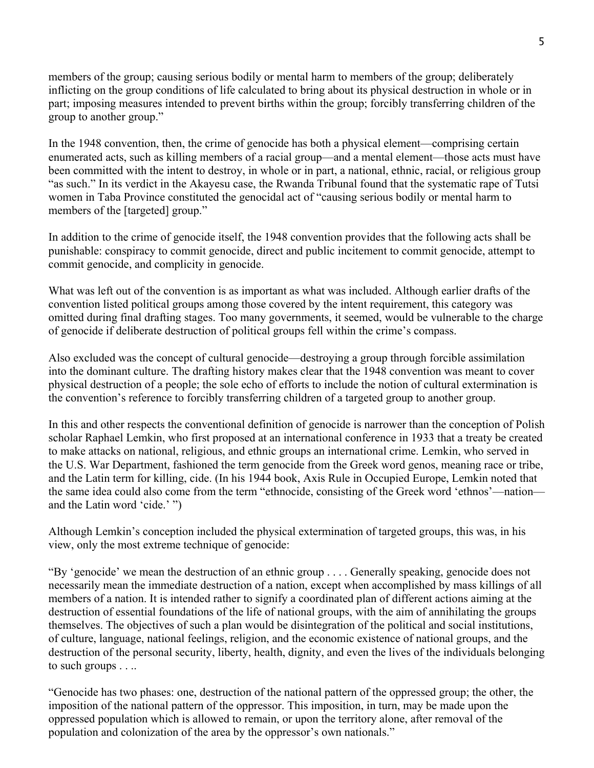members of the group; causing serious bodily or mental harm to members of the group; deliberately inflicting on the group conditions of life calculated to bring about its physical destruction in whole or in part; imposing measures intended to prevent births within the group; forcibly transferring children of the group to another group."

In the 1948 convention, then, the crime of genocide has both a physical element—comprising certain enumerated acts, such as killing members of a racial group—and a mental element—those acts must have been committed with the intent to destroy, in whole or in part, a national, ethnic, racial, or religious group "as such." In its verdict in the Akayesu case, the Rwanda Tribunal found that the systematic rape of Tutsi women in Taba Province constituted the genocidal act of "causing serious bodily or mental harm to members of the [targeted] group."

In addition to the crime of genocide itself, the 1948 convention provides that the following acts shall be punishable: conspiracy to commit genocide, direct and public incitement to commit genocide, attempt to commit genocide, and complicity in genocide.

What was left out of the convention is as important as what was included. Although earlier drafts of the convention listed political groups among those covered by the intent requirement, this category was omitted during final drafting stages. Too many governments, it seemed, would be vulnerable to the charge of genocide if deliberate destruction of political groups fell within the crime's compass.

Also excluded was the concept of cultural genocide—destroying a group through forcible assimilation into the dominant culture. The drafting history makes clear that the 1948 convention was meant to cover physical destruction of a people; the sole echo of efforts to include the notion of cultural extermination is the convention's reference to forcibly transferring children of a targeted group to another group.

In this and other respects the conventional definition of genocide is narrower than the conception of Polish scholar Raphael Lemkin, who first proposed at an international conference in 1933 that a treaty be created to make attacks on national, religious, and ethnic groups an international crime. Lemkin, who served in the U.S. War Department, fashioned the term genocide from the Greek word genos, meaning race or tribe, and the Latin term for killing, cide. (In his 1944 book, Axis Rule in Occupied Europe, Lemkin noted that the same idea could also come from the term "ethnocide, consisting of the Greek word 'ethnos'—nation—and the Latin word 'cide.' ")

Although Lemkin's conception included the physical extermination of targeted groups, this was, in his view, only the most extreme technique of genocide:

"By 'genocide' we mean the destruction of an ethnic group . . . . Generally speaking, genocide does not necessarily mean the immediate destruction of a nation, except when accomplished by mass killings of all members of a nation. It is intended rather to signify a coordinated plan of different actions aiming at the destruction of essential foundations of the life of national groups, with the aim of annihilating the groups themselves. The objectives of such a plan would be disintegration of the political and social institutions, of culture, language, national feelings, religion, and the economic existence of national groups, and the destruction of the personal security, liberty, health, dignity, and even the lives of the individuals belonging to such groups . . ..

"Genocide has two phases: one, destruction of the national pattern of the oppressed group; the other, the imposition of the national pattern of the oppressor. This imposition, in turn, may be made upon the oppressed population which is allowed to remain, or upon the territory alone, after removal of the population and colonization of the area by the oppressor's own nationals."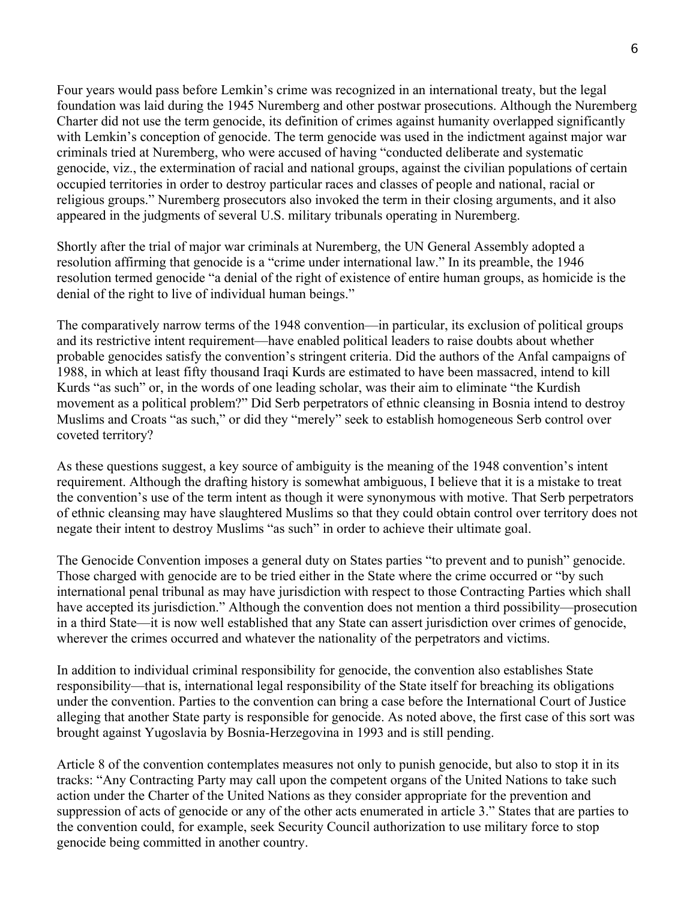Four years would pass before Lemkin's crime was recognized in an international treaty, but the legal foundation was laid during the 1945 Nuremberg and other postwar prosecutions. Although the Nuremberg Charter did not use the term genocide, its definition of crimes against humanity overlapped significantly with Lemkin's conception of genocide. The term genocide was used in the indictment against major war criminals tried at Nuremberg, who were accused of having "conducted deliberate and systematic genocide, viz., the extermination of racial and national groups, against the civilian populations of certain occupied territories in order to destroy particular races and classes of people and national, racial or religious groups." Nuremberg prosecutors also invoked the term in their closing arguments, and it also appeared in the judgments of several U.S. military tribunals operating in Nuremberg.

Shortly after the trial of major war criminals at Nuremberg, the UN General Assembly adopted a resolution affirming that genocide is a "crime under international law." In its preamble, the 1946 resolution termed genocide "a denial of the right of existence of entire human groups, as homicide is the denial of the right to live of individual human beings."

The comparatively narrow terms of the 1948 convention—in particular, its exclusion of political groups and its restrictive intent requirement—have enabled political leaders to raise doubts about whether probable genocides satisfy the convention's stringent criteria. Did the authors of the Anfal campaigns of 1988, in which at least fifty thousand Iraqi Kurds are estimated to have been massacred, intend to kill Kurds "as such" or, in the words of one leading scholar, was their aim to eliminate "the Kurdish movement as a political problem?" Did Serb perpetrators of ethnic cleansing in Bosnia intend to destroy Muslims and Croats "as such," or did they "merely" seek to establish homogeneous Serb control over coveted territory?

As these questions suggest, a key source of ambiguity is the meaning of the 1948 convention's intent requirement. Although the drafting history is somewhat ambiguous, I believe that it is a mistake to treat the convention's use of the term intent as though it were synonymous with motive. That Serb perpetrators of ethnic cleansing may have slaughtered Muslims so that they could obtain control over territory does not negate their intent to destroy Muslims "as such" in order to achieve their ultimate goal.

The Genocide Convention imposes a general duty on States parties "to prevent and to punish" genocide. Those charged with genocide are to be tried either in the State where the crime occurred or "by such international penal tribunal as may have jurisdiction with respect to those Contracting Parties which shall have accepted its jurisdiction." Although the convention does not mention a third possibility—prosecution in a third State—it is now well established that any State can assert jurisdiction over crimes of genocide, wherever the crimes occurred and whatever the nationality of the perpetrators and victims.

In addition to individual criminal responsibility for genocide, the convention also establishes State responsibility—that is, international legal responsibility of the State itself for breaching its obligations under the convention. Parties to the convention can bring a case before the International Court of Justice alleging that another State party is responsible for genocide. As noted above, the first case of this sort was brought against Yugoslavia by Bosnia-Herzegovina in 1993 and is still pending.

Article 8 of the convention contemplates measures not only to punish genocide, but also to stop it in its tracks: "Any Contracting Party may call upon the competent organs of the United Nations to take such action under the Charter of the United Nations as they consider appropriate for the prevention and suppression of acts of genocide or any of the other acts enumerated in article 3." States that are parties to the convention could, for example, seek Security Council authorization to use military force to stop genocide being committed in another country.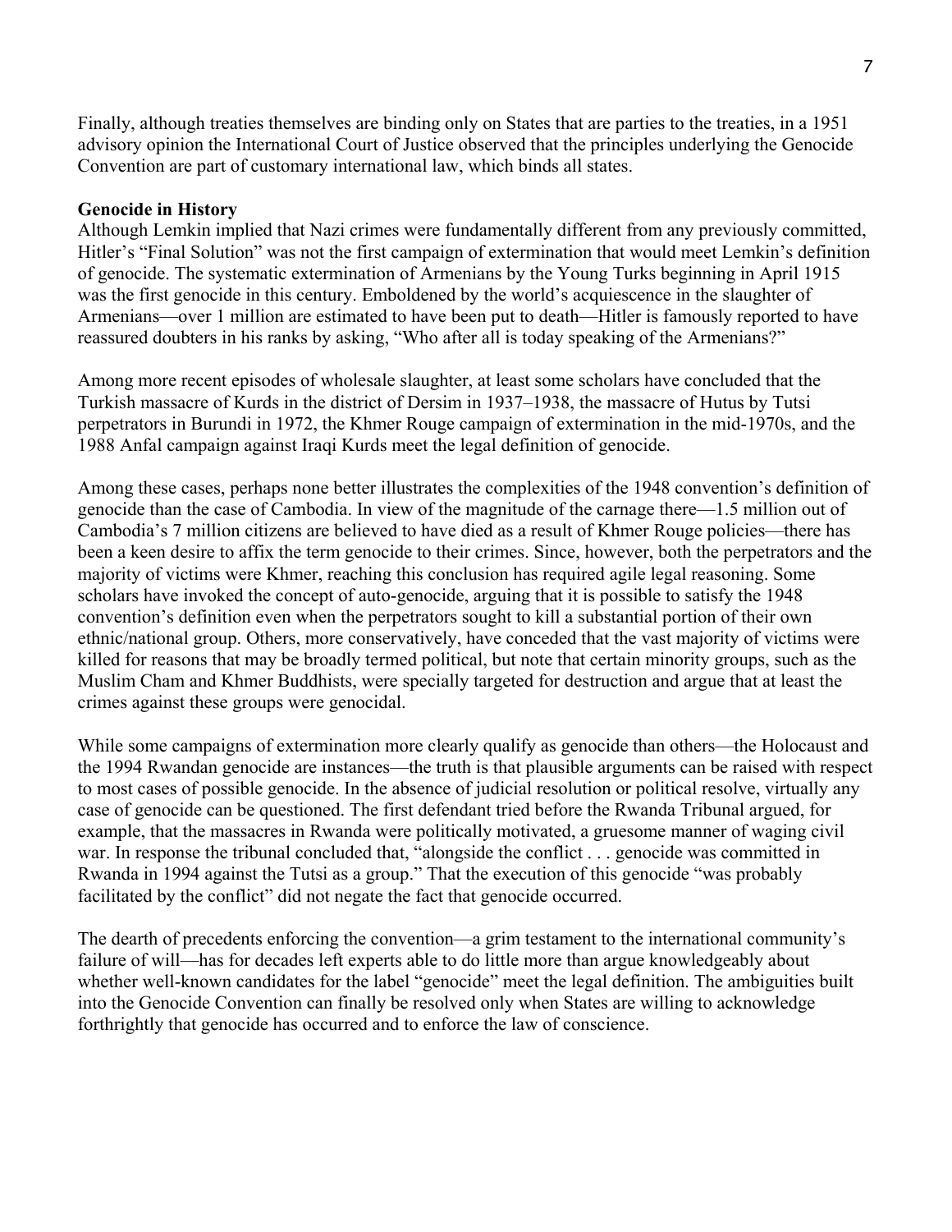Finally, although treaties themselves are binding only on States that are parties to the treaties, in a 1951 advisory opinion the International Court of Justice observed that the principles underlying the Genocide Convention are part of customary international law, which binds all states.

**Genocide in History**

Although Lemkin implied that Nazi crimes were fundamentally different from any previously committed, Hitler's "Final Solution" was not the first campaign of extermination that would meet Lemkin's definition of genocide. The systematic extermination of Armenians by the Young Turks beginning in April 1915 was the first genocide in this century. Emboldened by the world's acquiescence in the slaughter of Armenians—over 1 million are estimated to have been put to death—Hitler is famously reported to have reassured doubters in his ranks by asking, "Who after all is today speaking of the Armenians?"

Among more recent episodes of wholesale slaughter, at least some scholars have concluded that the Turkish massacre of Kurds in the district of Dersim in 1937–1938, the massacre of Hutus by Tutsi perpetrators in Burundi in 1972, the Khmer Rouge campaign of extermination in the mid-1970s, and the 1988 Anfal campaign against Iraqi Kurds meet the legal definition of genocide.

Among these cases, perhaps none better illustrates the complexities of the 1948 convention's definition of genocide than the case of Cambodia. In view of the magnitude of the carnage there—1.5 million out of Cambodia's 7 million citizens are believed to have died as a result of Khmer Rouge policies—there has been a keen desire to affix the term genocide to their crimes. Since, however, both the perpetrators and the majority of victims were Khmer, reaching this conclusion has required agile legal reasoning. Some scholars have invoked the concept of auto-genocide, arguing that it is possible to satisfy the 1948 convention's definition even when the perpetrators sought to kill a substantial portion of their own ethnic/national group. Others, more conservatively, have conceded that the vast majority of victims were killed for reasons that may be broadly termed political, but note that certain minority groups, such as the Muslim Cham and Khmer Buddhists, were specially targeted for destruction and argue that at least the crimes against these groups were genocidal.

While some campaigns of extermination more clearly qualify as genocide than others—the Holocaust and the 1994 Rwandan genocide are instances—the truth is that plausible arguments can be raised with respect to most cases of possible genocide. In the absence of judicial resolution or political resolve, virtually any case of genocide can be questioned. The first defendant tried before the Rwanda Tribunal argued, for example, that the massacres in Rwanda were politically motivated, a gruesome manner of waging civil war. In response the tribunal concluded that, "alongside the conflict . . . genocide was committed in Rwanda in 1994 against the Tutsi as a group." That the execution of this genocide "was probably facilitated by the conflict" did not negate the fact that genocide occurred.

The dearth of precedents enforcing the convention—a grim testament to the international community's failure of will—has for decades left experts able to do little more than argue knowledgeably about whether well-known candidates for the label "genocide" meet the legal definition. The ambiguities built into the Genocide Convention can finally be resolved only when States are willing to acknowledge forthrightly that genocide has occurred and to enforce the law of conscience.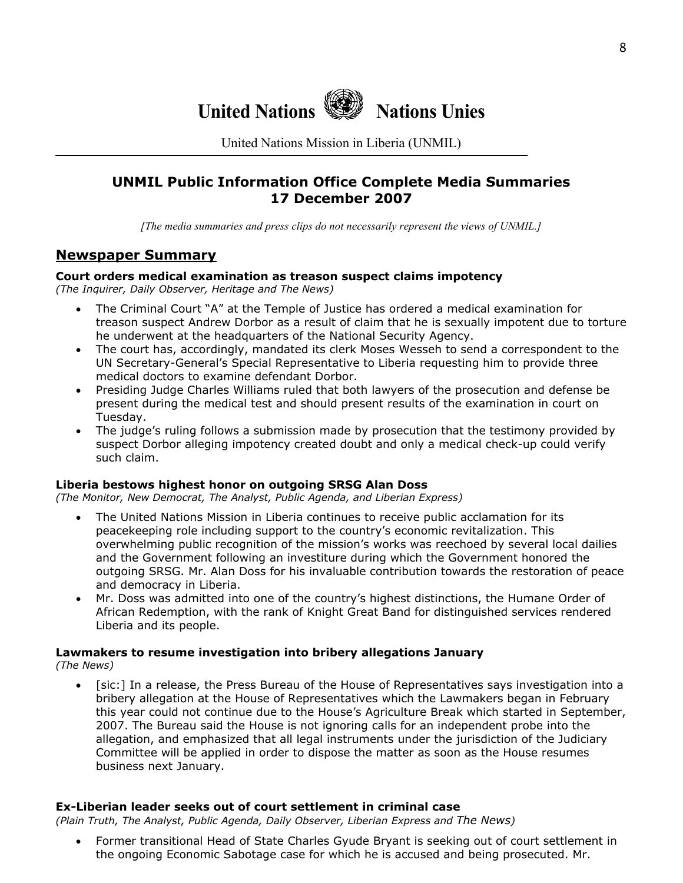# United Nations Nations Unies

United Nations Mission in Liberia (UNMIL)

## UNMIL Public Information Office Complete Media Summaries 17 December 2007

*[The media summaries and press clips do not necessarily represent the views of UNMIL.]*

## Newspaper Summary

**Court orders medical examination as treason suspect claims impotency**
*(The Inquirer, Daily Observer, Heritage and The News)*

- The Criminal Court "A" at the Temple of Justice has ordered a medical examination for treason suspect Andrew Dorbor as a result of claim that he is sexually impotent due to torture he underwent at the headquarters of the National Security Agency.
- The court has, accordingly, mandated its clerk Moses Wesseh to send a correspondent to the UN Secretary-General's Special Representative to Liberia requesting him to provide three medical doctors to examine defendant Dorbor.
- Presiding Judge Charles Williams ruled that both lawyers of the prosecution and defense be present during the medical test and should present results of the examination in court on Tuesday.
- The judge's ruling follows a submission made by prosecution that the testimony provided by suspect Dorbor alleging impotency created doubt and only a medical check-up could verify such claim.

**Liberia bestows highest honor on outgoing SRSG Alan Doss**
*(The Monitor, New Democrat, The Analyst, Public Agenda, and Liberian Express)*

- The United Nations Mission in Liberia continues to receive public acclamation for its peacekeeping role including support to the country's economic revitalization. This overwhelming public recognition of the mission's works was reechoed by several local dailies and the Government following an investiture during which the Government honored the outgoing SRSG. Mr. Alan Doss for his invaluable contribution towards the restoration of peace and democracy in Liberia.
- Mr. Doss was admitted into one of the country's highest distinctions, the Humane Order of African Redemption, with the rank of Knight Great Band for distinguished services rendered Liberia and its people.

**Lawmakers to resume investigation into bribery allegations January**
*(The News)*

- [sic:] In a release, the Press Bureau of the House of Representatives says investigation into a bribery allegation at the House of Representatives which the Lawmakers began in February this year could not continue due to the House's Agriculture Break which started in September, 2007. The Bureau said the House is not ignoring calls for an independent probe into the allegation, and emphasized that all legal instruments under the jurisdiction of the Judiciary Committee will be applied in order to dispose the matter as soon as the House resumes business next January.

**Ex-Liberian leader seeks out of court settlement in criminal case**
*(Plain Truth, The Analyst, Public Agenda, Daily Observer, Liberian Express and The News)*

- Former transitional Head of State Charles Gyude Bryant is seeking out of court settlement in the ongoing Economic Sabotage case for which he is accused and being prosecuted. Mr.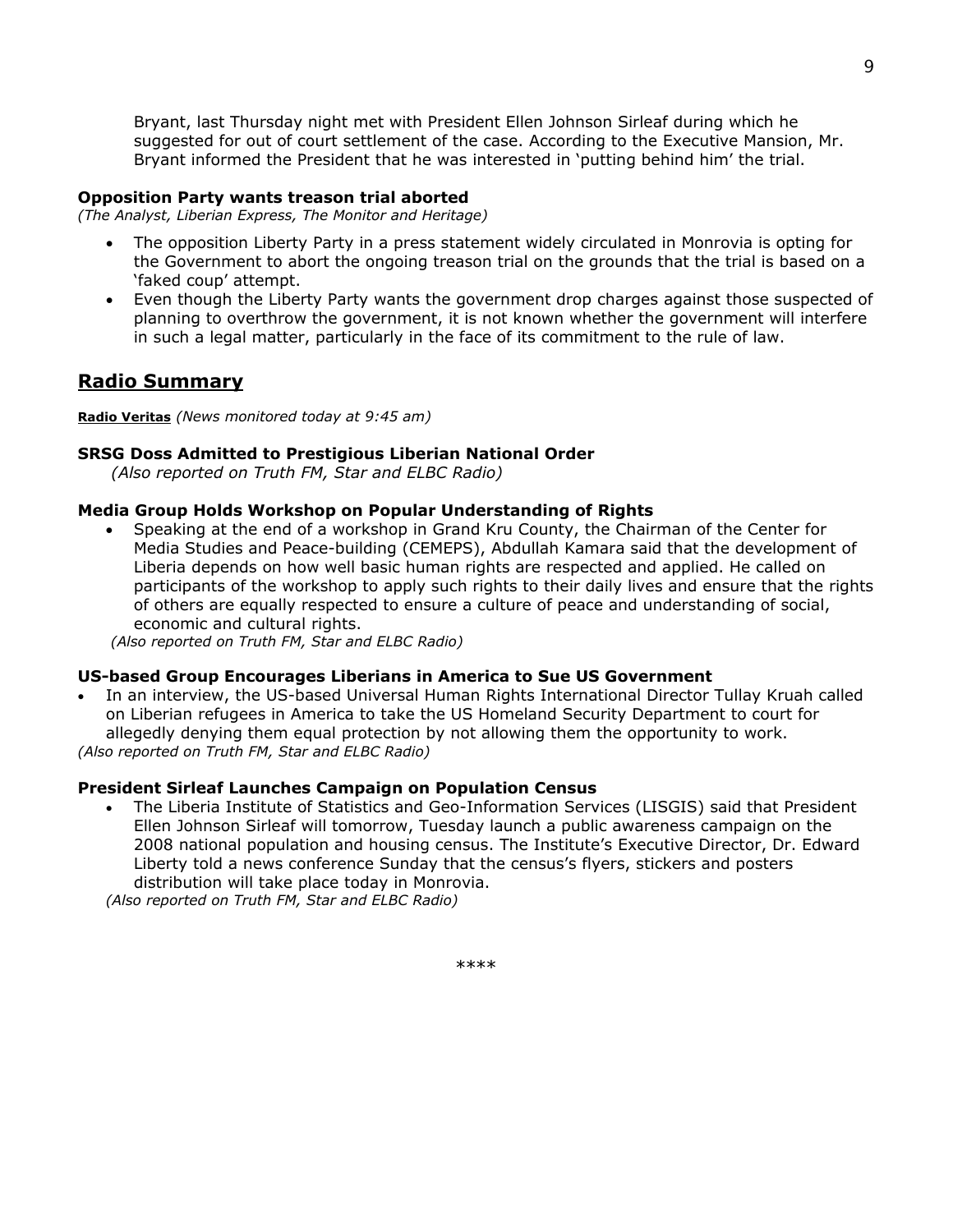Bryant, last Thursday night met with President Ellen Johnson Sirleaf during which he suggested for out of court settlement of the case. According to the Executive Mansion, Mr. Bryant informed the President that he was interested in 'putting behind him' the trial.

**Opposition Party wants treason trial aborted**
*(The Analyst, Liberian Express, The Monitor and Heritage)*

- The opposition Liberty Party in a press statement widely circulated in Monrovia is opting for the Government to abort the ongoing treason trial on the grounds that the trial is based on a 'faked coup' attempt.
- Even though the Liberty Party wants the government drop charges against those suspected of planning to overthrow the government, it is not known whether the government will interfere in such a legal matter, particularly in the face of its commitment to the rule of law.

## Radio Summary

**Radio Veritas** *(News monitored today at 9:45 am)*

**SRSG Doss Admitted to Prestigious Liberian National Order**
*(Also reported on Truth FM, Star and ELBC Radio)*

**Media Group Holds Workshop on Popular Understanding of Rights**

- Speaking at the end of a workshop in Grand Kru County, the Chairman of the Center for Media Studies and Peace-building (CEMEPS), Abdullah Kamara said that the development of Liberia depends on how well basic human rights are respected and applied. He called on participants of the workshop to apply such rights to their daily lives and ensure that the rights of others are equally respected to ensure a culture of peace and understanding of social, economic and cultural rights.

*(Also reported on Truth FM, Star and ELBC Radio)*

**US-based Group Encourages Liberians in America to Sue US Government**

- In an interview, the US-based Universal Human Rights International Director Tullay Kruah called on Liberian refugees in America to take the US Homeland Security Department to court for allegedly denying them equal protection by not allowing them the opportunity to work.

*(Also reported on Truth FM, Star and ELBC Radio)*

**President Sirleaf Launches Campaign on Population Census**

- The Liberia Institute of Statistics and Geo-Information Services (LISGIS) said that President Ellen Johnson Sirleaf will tomorrow, Tuesday launch a public awareness campaign on the 2008 national population and housing census. The Institute's Executive Director, Dr. Edward Liberty told a news conference Sunday that the census's flyers, stickers and posters distribution will take place today in Monrovia.

*(Also reported on Truth FM, Star and ELBC Radio)*

****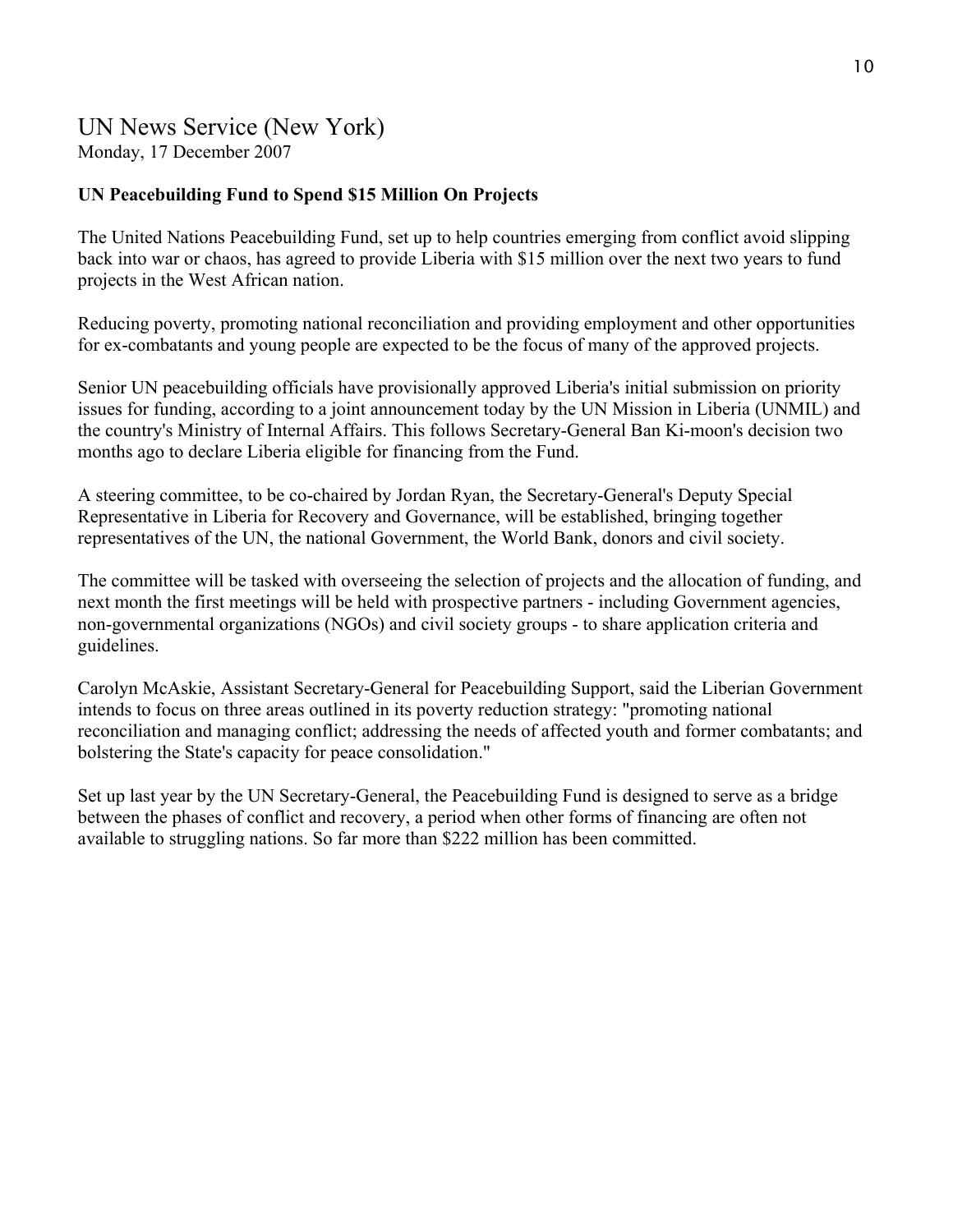# UN News Service (New York)

Monday, 17 December 2007

**UN Peacebuilding Fund to Spend $15 Million On Projects**

The United Nations Peacebuilding Fund, set up to help countries emerging from conflict avoid slipping back into war or chaos, has agreed to provide Liberia with $15 million over the next two years to fund projects in the West African nation.

Reducing poverty, promoting national reconciliation and providing employment and other opportunities for ex-combatants and young people are expected to be the focus of many of the approved projects.

Senior UN peacebuilding officials have provisionally approved Liberia's initial submission on priority issues for funding, according to a joint announcement today by the UN Mission in Liberia (UNMIL) and the country's Ministry of Internal Affairs. This follows Secretary-General Ban Ki-moon's decision two months ago to declare Liberia eligible for financing from the Fund.

A steering committee, to be co-chaired by Jordan Ryan, the Secretary-General's Deputy Special Representative in Liberia for Recovery and Governance, will be established, bringing together representatives of the UN, the national Government, the World Bank, donors and civil society.

The committee will be tasked with overseeing the selection of projects and the allocation of funding, and next month the first meetings will be held with prospective partners - including Government agencies, non-governmental organizations (NGOs) and civil society groups - to share application criteria and guidelines.

Carolyn McAskie, Assistant Secretary-General for Peacebuilding Support, said the Liberian Government intends to focus on three areas outlined in its poverty reduction strategy: "promoting national reconciliation and managing conflict; addressing the needs of affected youth and former combatants; and bolstering the State's capacity for peace consolidation."

Set up last year by the UN Secretary-General, the Peacebuilding Fund is designed to serve as a bridge between the phases of conflict and recovery, a period when other forms of financing are often not available to struggling nations. So far more than $222 million has been committed.